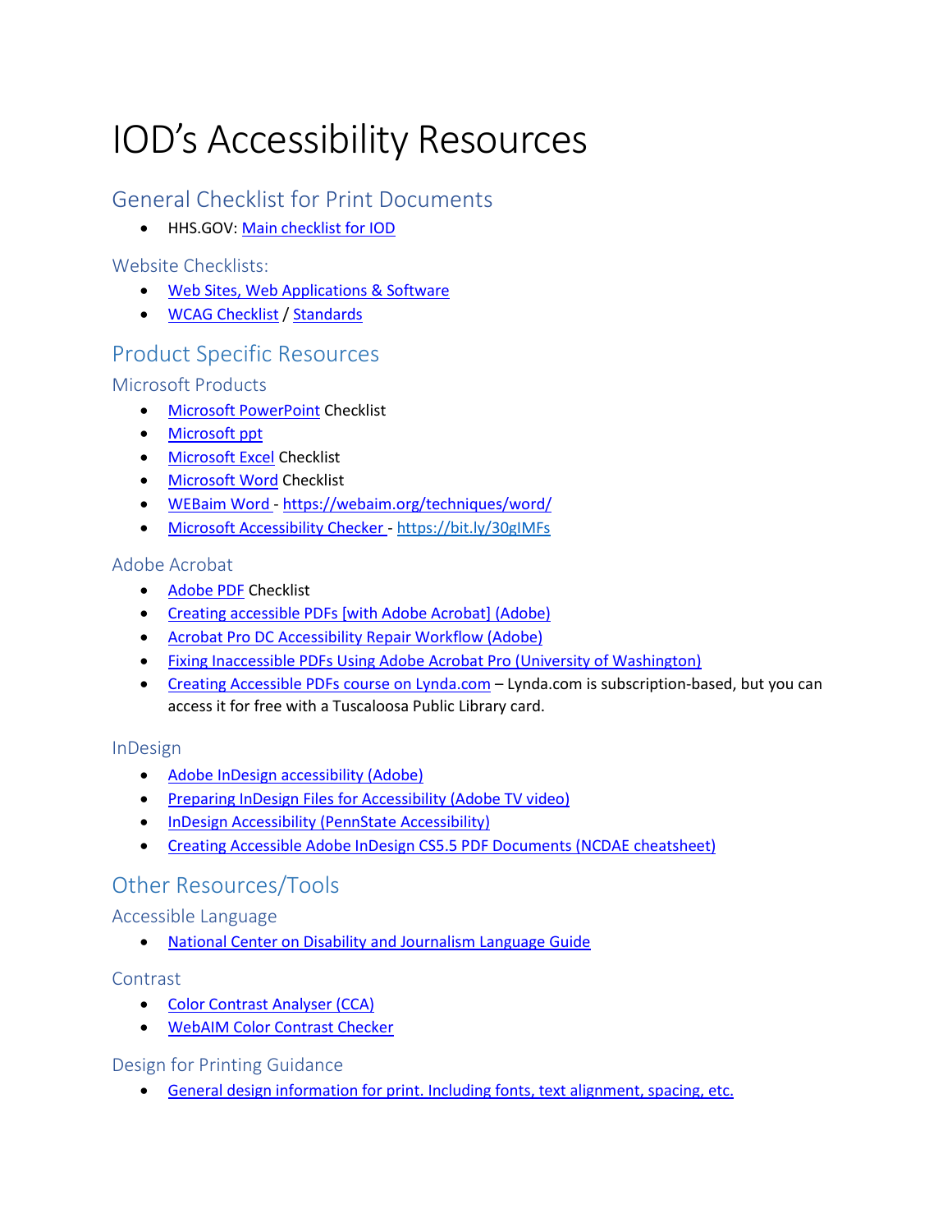# IOD's Accessibility Resources

## General Checklist for Print Documents

- HHS.GOV: Main checklist for IOD

### Website Checklists:

- Web Sites, Web Applications & Software
- WCAG Checklist / Standards

## Product Specific Resources

### Microsoft Products

- Microsoft PowerPoint Checklist
- Microsoft ppt
- Microsoft Excel Checklist
- Microsoft Word Checklist
- WEBaim Word - https://webaim.org/techniques/word/
- Microsoft Accessibility Checker - https://bit.ly/30gIMFs

### Adobe Acrobat

- Adobe PDF Checklist
- Creating accessible PDFs [with Adobe Acrobat] (Adobe)
- Acrobat Pro DC Accessibility Repair Workflow (Adobe)
- Fixing Inaccessible PDFs Using Adobe Acrobat Pro (University of Washington)
- Creating Accessible PDFs course on Lynda.com – Lynda.com is subscription-based, but you can access it for free with a Tuscaloosa Public Library card.

### InDesign

- Adobe InDesign accessibility (Adobe)
- Preparing InDesign Files for Accessibility (Adobe TV video)
- InDesign Accessibility (PennState Accessibility)
- Creating Accessible Adobe InDesign CS5.5 PDF Documents (NCDAE cheatsheet)

## Other Resources/Tools

### Accessible Language

- National Center on Disability and Journalism Language Guide

### Contrast

- Color Contrast Analyser (CCA)
- WebAIM Color Contrast Checker

### Design for Printing Guidance

- General design information for print. Including fonts, text alignment, spacing, etc.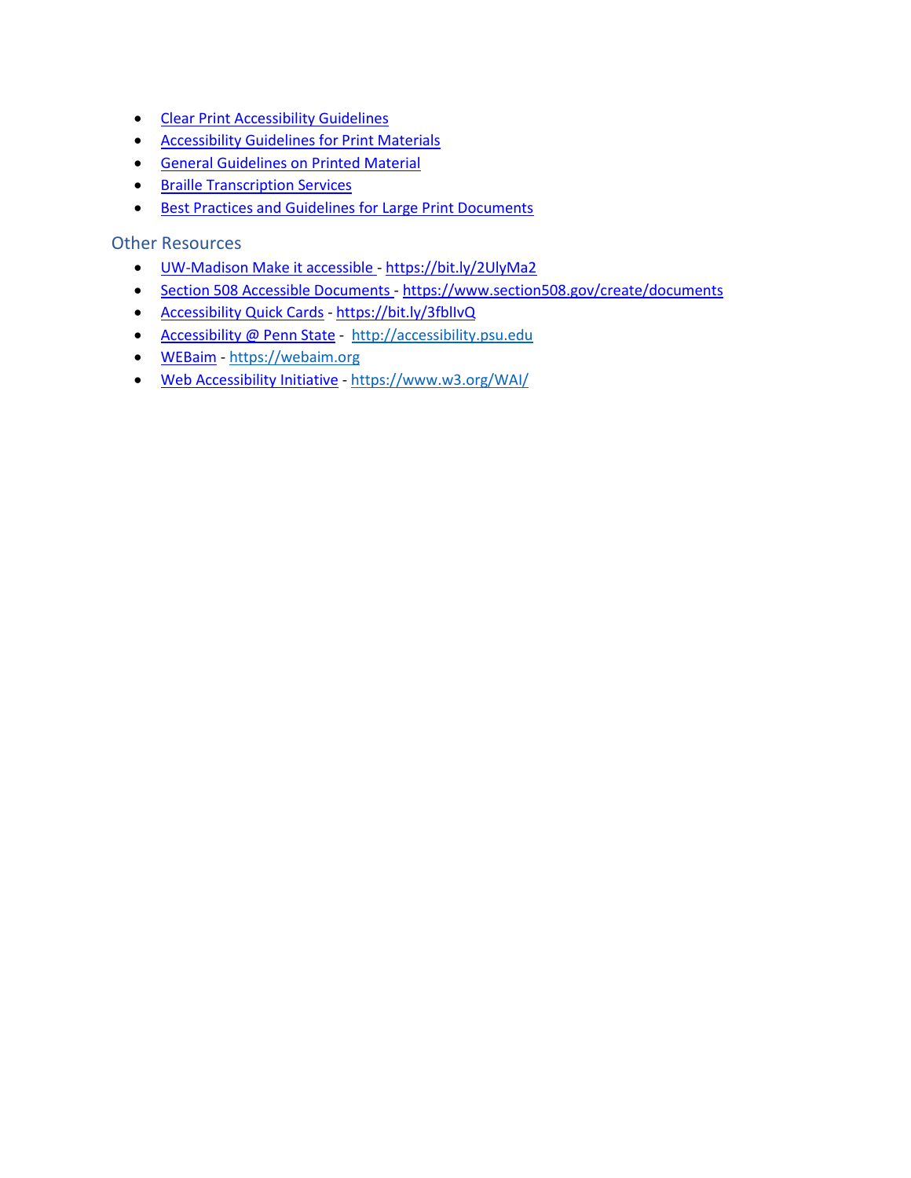- Clear Print Accessibility Guidelines
- Accessibility Guidelines for Print Materials
- General Guidelines on Printed Material
- Braille Transcription Services
- Best Practices and Guidelines for Large Print Documents

## Other Resources

- UW-Madison Make it accessible - https://bit.ly/2UlyMa2
- Section 508 Accessible Documents - https://www.section508.gov/create/documents
- Accessibility Quick Cards - https://bit.ly/3fblIvQ
- Accessibility @ Penn State - http://accessibility.psu.edu
- WEBaim - https://webaim.org
- Web Accessibility Initiative - https://www.w3.org/WAI/